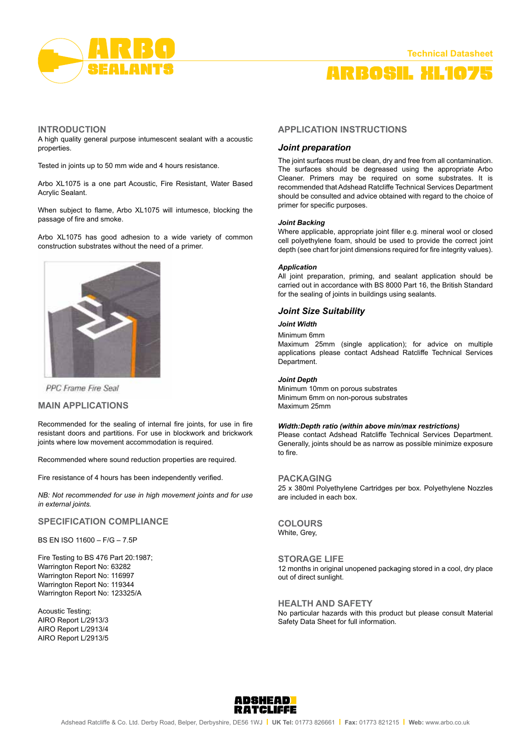# ARBO SEALANTS

Technical Datasheet

# ARBOSIL XL1075

## INTRODUCTION

A high quality general purpose intumescent sealant with a acoustic properties.

Tested in joints up to 50 mm wide and 4 hours resistance.

Arbo XL1075 is a one part Acoustic, Fire Resistant, Water Based Acrylic Sealant.

When subject to flame, Arbo XL1075 will intumesce, blocking the passage of fire and smoke.

Arbo XL1075 has good adhesion to a wide variety of common construction substrates without the need of a primer.

PPC Frame Fire Seal

## MAIN APPLICATIONS

Recommended for the sealing of internal fire joints, for use in fire resistant doors and partitions. For use in blockwork and brickwork joints where low movement accommodation is required.

Recommended where sound reduction properties are required.

Fire resistance of 4 hours has been independently verified.

*NB: Not recommended for use in high movement joints and for use in external joints.*

## SPECIFICATION COMPLIANCE

BS EN ISO 11600 – F/G – 7.5P

Fire Testing to BS 476 Part 20:1987;
Warrington Report No: 63282
Warrington Report No: 116997
Warrington Report No: 119344
Warrington Report No: 123325/A

Acoustic Testing;
AIRO Report L/2913/3
AIRO Report L/2913/4
AIRO Report L/2913/5

## APPLICATION INSTRUCTIONS

### *Joint preparation*

The joint surfaces must be clean, dry and free from all contamination. The surfaces should be degreased using the appropriate Arbo Cleaner. Primers may be required on some substrates. It is recommended that Adshead Ratcliffe Technical Services Department should be consulted and advice obtained with regard to the choice of primer for specific purposes.

***Joint Backing***

Where applicable, appropriate joint filler e.g. mineral wool or closed cell polyethylene foam, should be used to provide the correct joint depth (see chart for joint dimensions required for fire integrity values).

***Application***

All joint preparation, priming, and sealant application should be carried out in accordance with BS 8000 Part 16, the British Standard for the sealing of joints in buildings using sealants.

### *Joint Size Suitability*

***Joint Width***

Minimum 6mm
Maximum 25mm (single application); for advice on multiple applications please contact Adshead Ratcliffe Technical Services Department.

***Joint Depth***

Minimum 10mm on porous substrates
Minimum 6mm on non-porous substrates
Maximum 25mm

***Width:Depth ratio (within above min/max restrictions)***

Please contact Adshead Ratcliffe Technical Services Department. Generally, joints should be as narrow as possible minimize exposure to fire.

## PACKAGING

25 x 380ml Polyethylene Cartridges per box. Polyethylene Nozzles are included in each box.

## COLOURS

White, Grey,

## STORAGE LIFE

12 months in original unopened packaging stored in a cool, dry place out of direct sunlight.

## HEALTH AND SAFETY

No particular hazards with this product but please consult Material Safety Data Sheet for full information.

ADSHEAD RATCLIFFE

Adshead Ratcliffe & Co. Ltd. Derby Road, Belper, Derbyshire, DE56 1WJ | **UK Tel:** 01773 826661 | **Fax:** 01773 821215 | **Web:** www.arbo.co.uk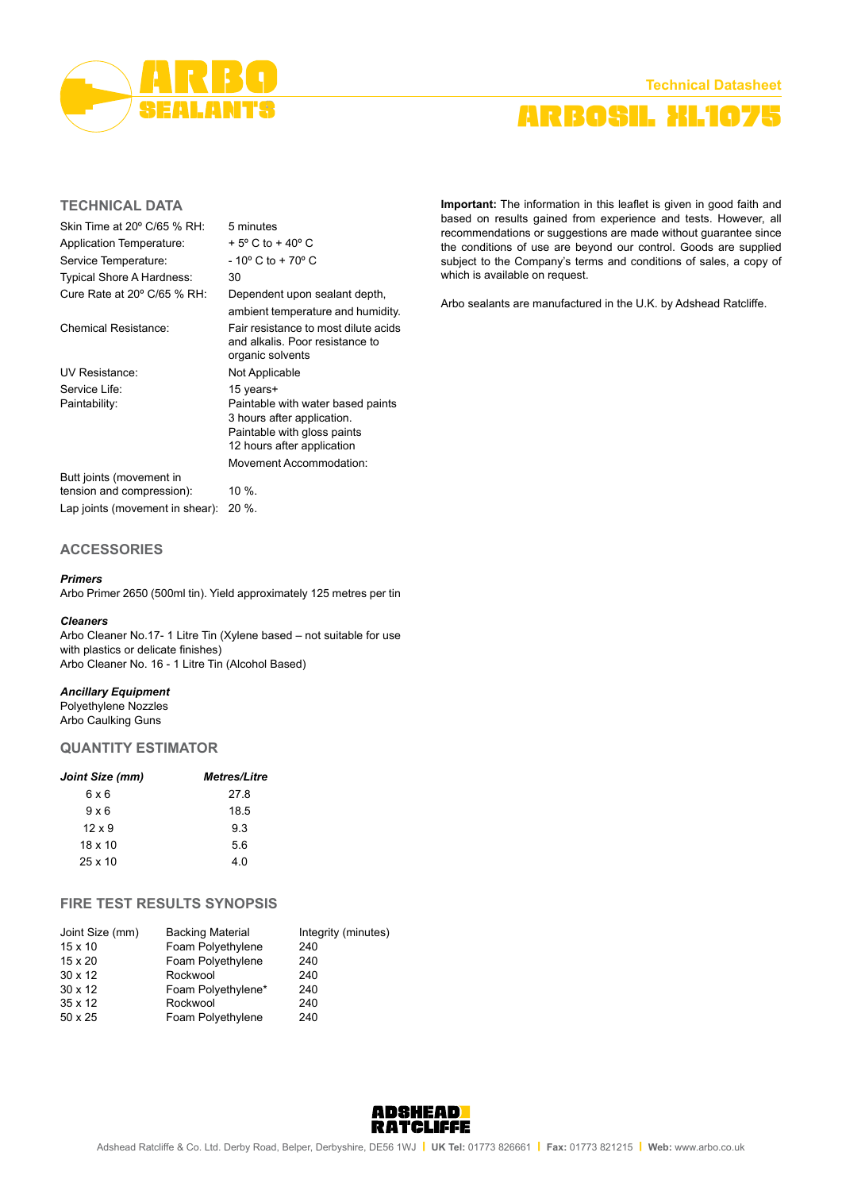Technical Datasheet

# ARBOSIL XL1075

## TECHNICAL DATA

| | |
|---|---|
| Skin Time at 20º C/65 % RH: | 5 minutes |
| Application Temperature: | + 5º C to + 40º C |
| Service Temperature: | - 10º C to + 70º C |
| Typical Shore A Hardness: | 30 |
| Cure Rate at 20º C/65 % RH: | Dependent upon sealant depth, ambient temperature and humidity. |
| Chemical Resistance: | Fair resistance to most dilute acids and alkalis. Poor resistance to organic solvents |
| UV Resistance: | Not Applicable |
| Service Life: | 15 years+ |
| Paintability: | Paintable with water based paints 3 hours after application. Paintable with gloss paints 12 hours after application |
| | Movement Accommodation: |
| Butt joints (movement in tension and compression): | 10 %. |
| Lap joints (movement in shear): | 20 %. |

## ACCESSORIES

***Primers***

Arbo Primer 2650 (500ml tin). Yield approximately 125 metres per tin

***Cleaners***

Arbo Cleaner No.17- 1 Litre Tin (Xylene based – not suitable for use with plastics or delicate finishes)
Arbo Cleaner No. 16 - 1 Litre Tin (Alcohol Based)

***Ancillary Equipment***

Polyethylene Nozzles
Arbo Caulking Guns

## QUANTITY ESTIMATOR

| *Joint Size (mm)* | *Metres/Litre* |
|---|---|
| 6 x 6 | 27.8 |
| 9 x 6 | 18.5 |
| 12 x 9 | 9.3 |
| 18 x 10 | 5.6 |
| 25 x 10 | 4.0 |

## FIRE TEST RESULTS SYNOPSIS

| Joint Size (mm) | Backing Material | Integrity (minutes) |
|---|---|---|
| 15 x 10 | Foam Polyethylene | 240 |
| 15 x 20 | Foam Polyethylene | 240 |
| 30 x 12 | Rockwool | 240 |
| 30 x 12 | Foam Polyethylene* | 240 |
| 35 x 12 | Rockwool | 240 |
| 50 x 25 | Foam Polyethylene | 240 |

**Important:** The information in this leaflet is given in good faith and based on results gained from experience and tests. However, all recommendations or suggestions are made without guarantee since the conditions of use are beyond our control. Goods are supplied subject to the Company's terms and conditions of sales, a copy of which is available on request.

Arbo sealants are manufactured in the U.K. by Adshead Ratcliffe.

Adshead Ratcliffe & Co. Ltd. Derby Road, Belper, Derbyshire, DE56 1WJ | **UK Tel:** 01773 826661 | **Fax:** 01773 821215 | **Web:** www.arbo.co.uk